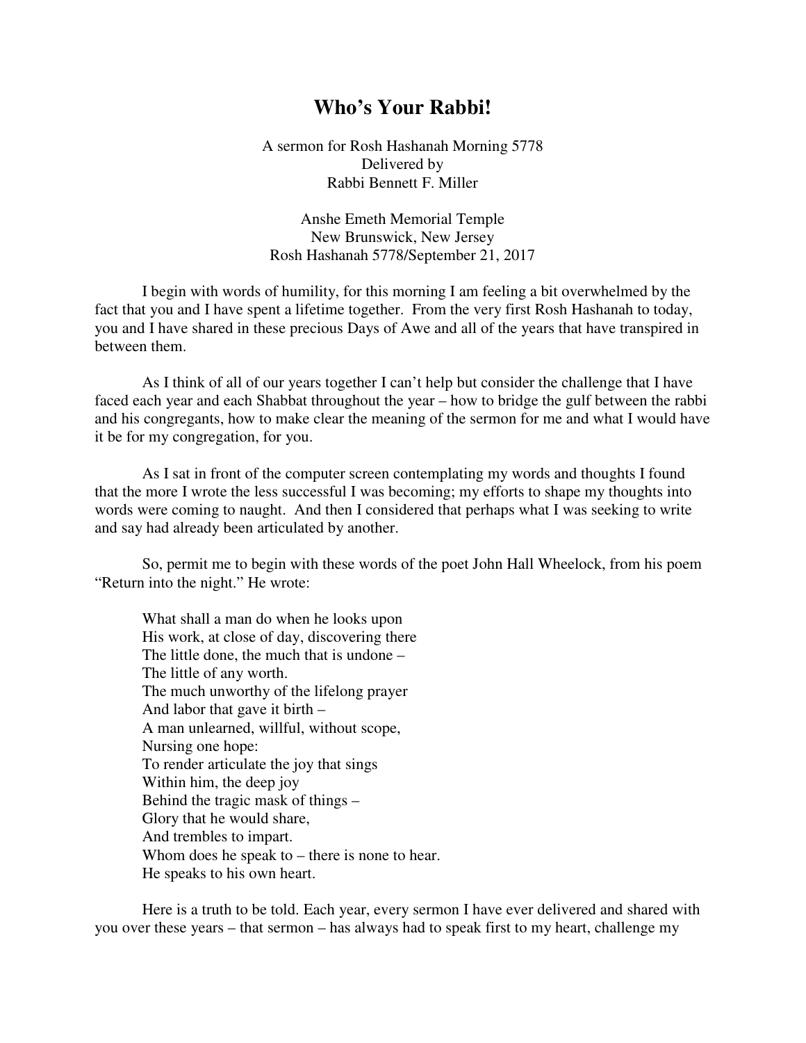# Who's Your Rabbi!

A sermon for Rosh Hashanah Morning 5778
Delivered by
Rabbi Bennett F. Miller

Anshe Emeth Memorial Temple
New Brunswick, New Jersey
Rosh Hashanah 5778/September 21, 2017

I begin with words of humility, for this morning I am feeling a bit overwhelmed by the fact that you and I have spent a lifetime together. From the very first Rosh Hashanah to today, you and I have shared in these precious Days of Awe and all of the years that have transpired in between them.

As I think of all of our years together I can't help but consider the challenge that I have faced each year and each Shabbat throughout the year – how to bridge the gulf between the rabbi and his congregants, how to make clear the meaning of the sermon for me and what I would have it be for my congregation, for you.

As I sat in front of the computer screen contemplating my words and thoughts I found that the more I wrote the less successful I was becoming; my efforts to shape my thoughts into words were coming to naught. And then I considered that perhaps what I was seeking to write and say had already been articulated by another.

So, permit me to begin with these words of the poet John Hall Wheelock, from his poem "Return into the night." He wrote:

> What shall a man do when he looks upon
> His work, at close of day, discovering there
> The little done, the much that is undone –
> The little of any worth.
> The much unworthy of the lifelong prayer
> And labor that gave it birth –
> A man unlearned, willful, without scope,
> Nursing one hope:
> To render articulate the joy that sings
> Within him, the deep joy
> Behind the tragic mask of things –
> Glory that he would share,
> And trembles to impart.
> Whom does he speak to – there is none to hear.
> He speaks to his own heart.

Here is a truth to be told. Each year, every sermon I have ever delivered and shared with you over these years – that sermon – has always had to speak first to my heart, challenge my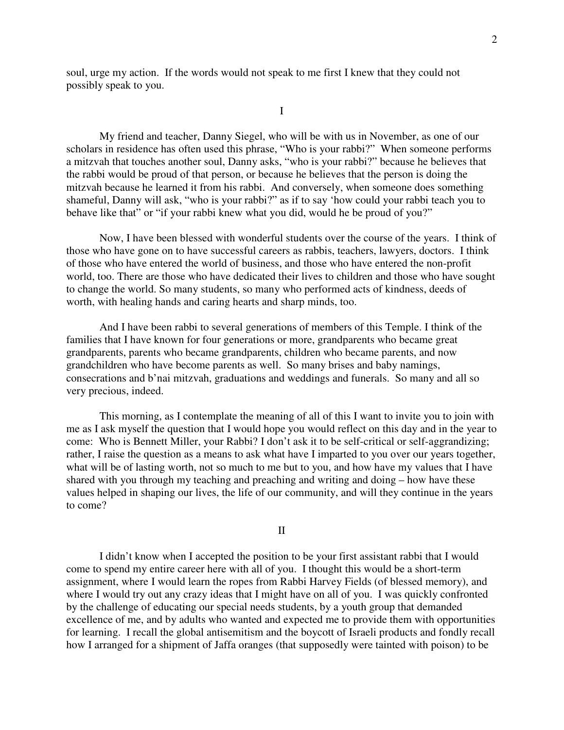soul, urge my action. If the words would not speak to me first I knew that they could not possibly speak to you.

I

My friend and teacher, Danny Siegel, who will be with us in November, as one of our scholars in residence has often used this phrase, "Who is your rabbi?" When someone performs a mitzvah that touches another soul, Danny asks, "who is your rabbi?" because he believes that the rabbi would be proud of that person, or because he believes that the person is doing the mitzvah because he learned it from his rabbi. And conversely, when someone does something shameful, Danny will ask, "who is your rabbi?" as if to say 'how could your rabbi teach you to behave like that" or "if your rabbi knew what you did, would he be proud of you?"

Now, I have been blessed with wonderful students over the course of the years. I think of those who have gone on to have successful careers as rabbis, teachers, lawyers, doctors. I think of those who have entered the world of business, and those who have entered the non-profit world, too. There are those who have dedicated their lives to children and those who have sought to change the world. So many students, so many who performed acts of kindness, deeds of worth, with healing hands and caring hearts and sharp minds, too.

And I have been rabbi to several generations of members of this Temple. I think of the families that I have known for four generations or more, grandparents who became great grandparents, parents who became grandparents, children who became parents, and now grandchildren who have become parents as well. So many brises and baby namings, consecrations and b'nai mitzvah, graduations and weddings and funerals. So many and all so very precious, indeed.

This morning, as I contemplate the meaning of all of this I want to invite you to join with me as I ask myself the question that I would hope you would reflect on this day and in the year to come: Who is Bennett Miller, your Rabbi? I don't ask it to be self-critical or self-aggrandizing; rather, I raise the question as a means to ask what have I imparted to you over our years together, what will be of lasting worth, not so much to me but to you, and how have my values that I have shared with you through my teaching and preaching and writing and doing – how have these values helped in shaping our lives, the life of our community, and will they continue in the years to come?

II

I didn't know when I accepted the position to be your first assistant rabbi that I would come to spend my entire career here with all of you. I thought this would be a short-term assignment, where I would learn the ropes from Rabbi Harvey Fields (of blessed memory), and where I would try out any crazy ideas that I might have on all of you. I was quickly confronted by the challenge of educating our special needs students, by a youth group that demanded excellence of me, and by adults who wanted and expected me to provide them with opportunities for learning. I recall the global antisemitism and the boycott of Israeli products and fondly recall how I arranged for a shipment of Jaffa oranges (that supposedly were tainted with poison) to be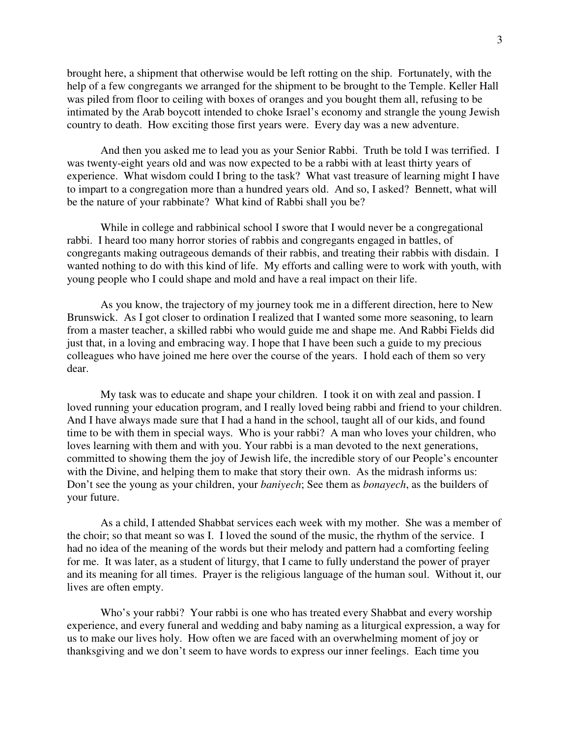brought here, a shipment that otherwise would be left rotting on the ship. Fortunately, with the help of a few congregants we arranged for the shipment to be brought to the Temple. Keller Hall was piled from floor to ceiling with boxes of oranges and you bought them all, refusing to be intimated by the Arab boycott intended to choke Israel's economy and strangle the young Jewish country to death. How exciting those first years were. Every day was a new adventure.

And then you asked me to lead you as your Senior Rabbi. Truth be told I was terrified. I was twenty-eight years old and was now expected to be a rabbi with at least thirty years of experience. What wisdom could I bring to the task? What vast treasure of learning might I have to impart to a congregation more than a hundred years old. And so, I asked? Bennett, what will be the nature of your rabbinate? What kind of Rabbi shall you be?

While in college and rabbinical school I swore that I would never be a congregational rabbi. I heard too many horror stories of rabbis and congregants engaged in battles, of congregants making outrageous demands of their rabbis, and treating their rabbis with disdain. I wanted nothing to do with this kind of life. My efforts and calling were to work with youth, with young people who I could shape and mold and have a real impact on their life.

As you know, the trajectory of my journey took me in a different direction, here to New Brunswick. As I got closer to ordination I realized that I wanted some more seasoning, to learn from a master teacher, a skilled rabbi who would guide me and shape me. And Rabbi Fields did just that, in a loving and embracing way. I hope that I have been such a guide to my precious colleagues who have joined me here over the course of the years. I hold each of them so very dear.

My task was to educate and shape your children. I took it on with zeal and passion. I loved running your education program, and I really loved being rabbi and friend to your children. And I have always made sure that I had a hand in the school, taught all of our kids, and found time to be with them in special ways. Who is your rabbi? A man who loves your children, who loves learning with them and with you. Your rabbi is a man devoted to the next generations, committed to showing them the joy of Jewish life, the incredible story of our People's encounter with the Divine, and helping them to make that story their own. As the midrash informs us: Don't see the young as your children, your *baniyech*; See them as *bonayech*, as the builders of your future.

As a child, I attended Shabbat services each week with my mother. She was a member of the choir; so that meant so was I. I loved the sound of the music, the rhythm of the service. I had no idea of the meaning of the words but their melody and pattern had a comforting feeling for me. It was later, as a student of liturgy, that I came to fully understand the power of prayer and its meaning for all times. Prayer is the religious language of the human soul. Without it, our lives are often empty.

Who's your rabbi? Your rabbi is one who has treated every Shabbat and every worship experience, and every funeral and wedding and baby naming as a liturgical expression, a way for us to make our lives holy. How often we are faced with an overwhelming moment of joy or thanksgiving and we don't seem to have words to express our inner feelings. Each time you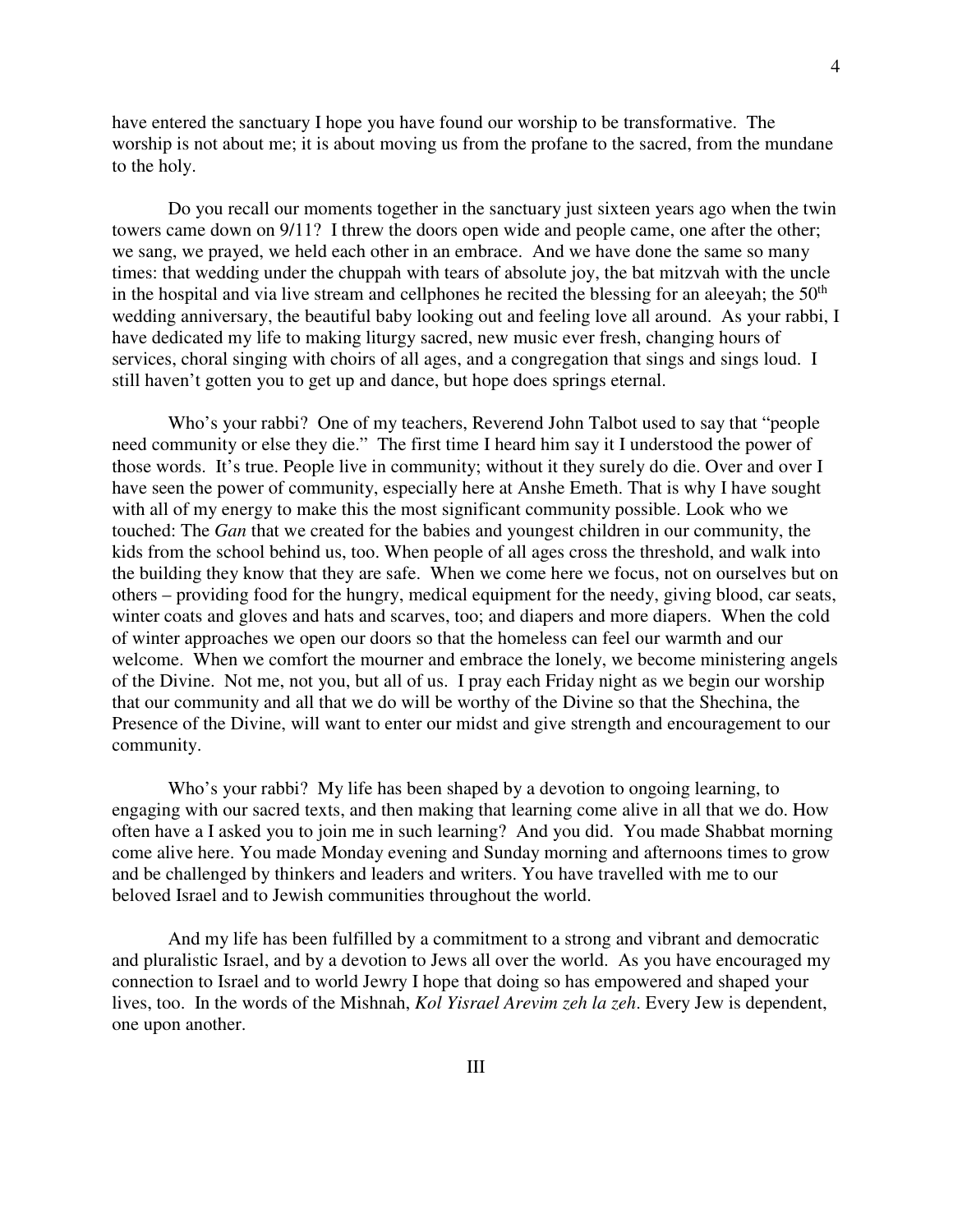have entered the sanctuary I hope you have found our worship to be transformative. The worship is not about me; it is about moving us from the profane to the sacred, from the mundane to the holy.

Do you recall our moments together in the sanctuary just sixteen years ago when the twin towers came down on 9/11? I threw the doors open wide and people came, one after the other; we sang, we prayed, we held each other in an embrace. And we have done the same so many times: that wedding under the chuppah with tears of absolute joy, the bat mitzvah with the uncle in the hospital and via live stream and cellphones he recited the blessing for an aleeyah; the 50th wedding anniversary, the beautiful baby looking out and feeling love all around. As your rabbi, I have dedicated my life to making liturgy sacred, new music ever fresh, changing hours of services, choral singing with choirs of all ages, and a congregation that sings and sings loud. I still haven't gotten you to get up and dance, but hope does springs eternal.

Who's your rabbi? One of my teachers, Reverend John Talbot used to say that "people need community or else they die." The first time I heard him say it I understood the power of those words. It's true. People live in community; without it they surely do die. Over and over I have seen the power of community, especially here at Anshe Emeth. That is why I have sought with all of my energy to make this the most significant community possible. Look who we touched: The *Gan* that we created for the babies and youngest children in our community, the kids from the school behind us, too. When people of all ages cross the threshold, and walk into the building they know that they are safe. When we come here we focus, not on ourselves but on others – providing food for the hungry, medical equipment for the needy, giving blood, car seats, winter coats and gloves and hats and scarves, too; and diapers and more diapers. When the cold of winter approaches we open our doors so that the homeless can feel our warmth and our welcome. When we comfort the mourner and embrace the lonely, we become ministering angels of the Divine. Not me, not you, but all of us. I pray each Friday night as we begin our worship that our community and all that we do will be worthy of the Divine so that the Shechina, the Presence of the Divine, will want to enter our midst and give strength and encouragement to our community.

Who's your rabbi? My life has been shaped by a devotion to ongoing learning, to engaging with our sacred texts, and then making that learning come alive in all that we do. How often have a I asked you to join me in such learning? And you did. You made Shabbat morning come alive here. You made Monday evening and Sunday morning and afternoons times to grow and be challenged by thinkers and leaders and writers. You have travelled with me to our beloved Israel and to Jewish communities throughout the world.

And my life has been fulfilled by a commitment to a strong and vibrant and democratic and pluralistic Israel, and by a devotion to Jews all over the world. As you have encouraged my connection to Israel and to world Jewry I hope that doing so has empowered and shaped your lives, too. In the words of the Mishnah, *Kol Yisrael Arevim zeh la zeh*. Every Jew is dependent, one upon another.

III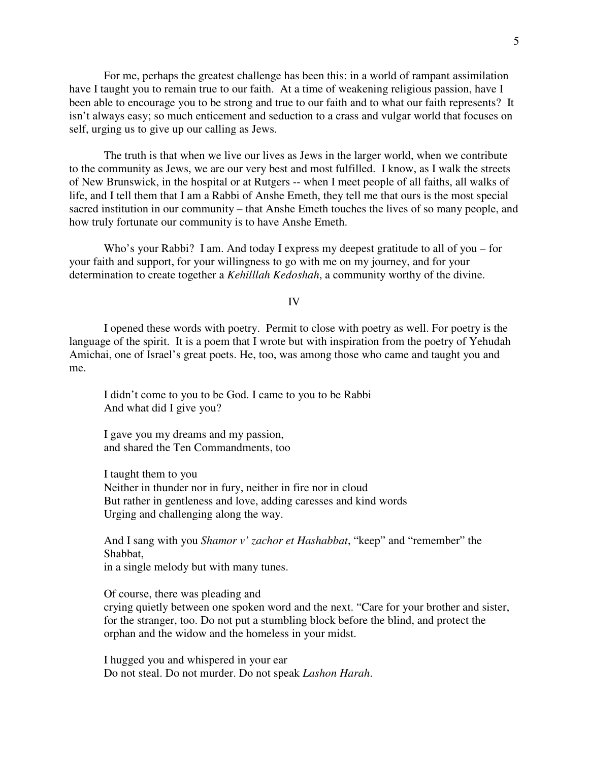For me, perhaps the greatest challenge has been this: in a world of rampant assimilation have I taught you to remain true to our faith. At a time of weakening religious passion, have I been able to encourage you to be strong and true to our faith and to what our faith represents? It isn't always easy; so much enticement and seduction to a crass and vulgar world that focuses on self, urging us to give up our calling as Jews.

The truth is that when we live our lives as Jews in the larger world, when we contribute to the community as Jews, we are our very best and most fulfilled. I know, as I walk the streets of New Brunswick, in the hospital or at Rutgers -- when I meet people of all faiths, all walks of life, and I tell them that I am a Rabbi of Anshe Emeth, they tell me that ours is the most special sacred institution in our community – that Anshe Emeth touches the lives of so many people, and how truly fortunate our community is to have Anshe Emeth.

Who's your Rabbi? I am. And today I express my deepest gratitude to all of you – for your faith and support, for your willingness to go with me on my journey, and for your determination to create together a *Kehilllah Kedoshah*, a community worthy of the divine.

## IV

I opened these words with poetry. Permit to close with poetry as well. For poetry is the language of the spirit. It is a poem that I wrote but with inspiration from the poetry of Yehudah Amichai, one of Israel's great poets. He, too, was among those who came and taught you and me.

> I didn't come to you to be God. I came to you to be Rabbi
> And what did I give you?
>
> I gave you my dreams and my passion,
> and shared the Ten Commandments, too
>
> I taught them to you
> Neither in thunder nor in fury, neither in fire nor in cloud
> But rather in gentleness and love, adding caresses and kind words
> Urging and challenging along the way.
>
> And I sang with you *Shamor v' zachor et Hashabbat*, "keep" and "remember" the Shabbat,
> in a single melody but with many tunes.
>
> Of course, there was pleading and
> crying quietly between one spoken word and the next. "Care for your brother and sister, for the stranger, too. Do not put a stumbling block before the blind, and protect the orphan and the widow and the homeless in your midst.
>
> I hugged you and whispered in your ear
> Do not steal. Do not murder. Do not speak *Lashon Harah*.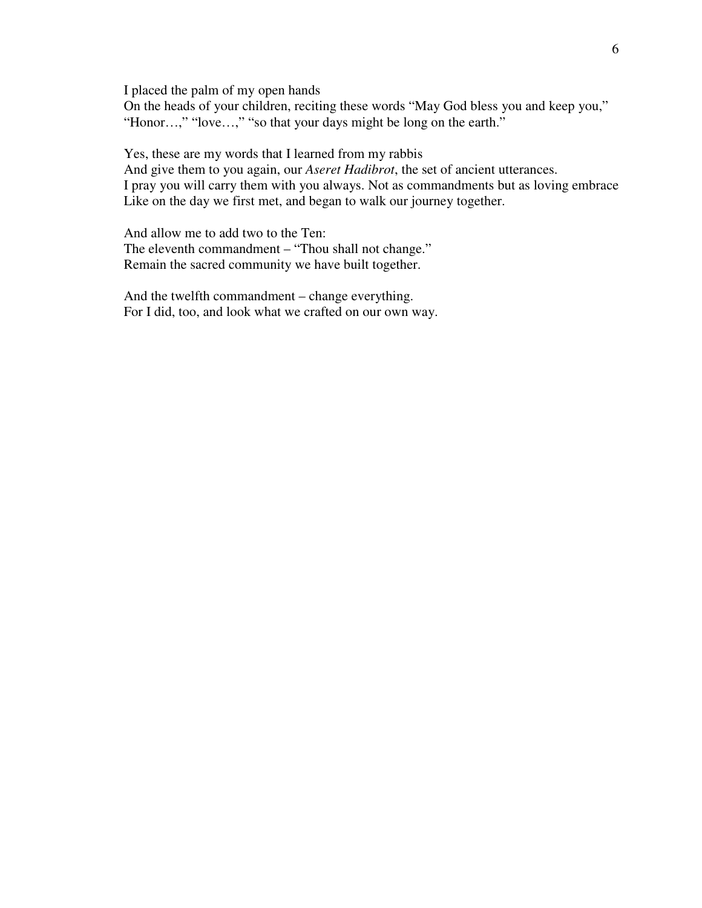I placed the palm of my open hands  
On the heads of your children, reciting these words "May God bless you and keep you,"  
"Honor…," "love…," "so that your days might be long on the earth."

Yes, these are my words that I learned from my rabbis  
And give them to you again, our *Aseret Hadibrot*, the set of ancient utterances.  
I pray you will carry them with you always. Not as commandments but as loving embrace  
Like on the day we first met, and began to walk our journey together.

And allow me to add two to the Ten:  
The eleventh commandment – "Thou shall not change."  
Remain the sacred community we have built together.

And the twelfth commandment – change everything.  
For I did, too, and look what we crafted on our own way.